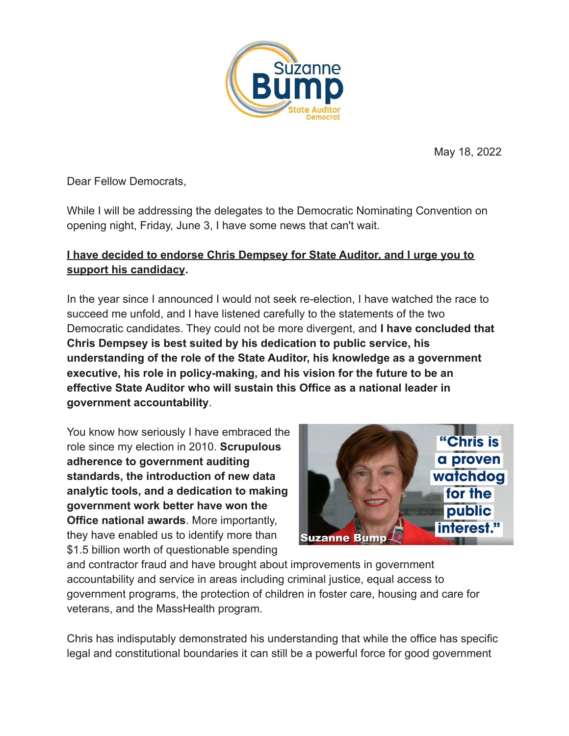Suzanne Bump
State Auditor
Democrat

May 18, 2022

Dear Fellow Democrats,

While I will be addressing the delegates to the Democratic Nominating Convention on opening night, Friday, June 3, I have some news that can't wait.

**I have decided to endorse Chris Dempsey for State Auditor, and I urge you to support his candidacy.**

In the year since I announced I would not seek re-election, I have watched the race to succeed me unfold, and I have listened carefully to the statements of the two Democratic candidates. They could not be more divergent, and **I have concluded that Chris Dempsey is best suited by his dedication to public service, his understanding of the role of the State Auditor, his knowledge as a government executive, his role in policy-making, and his vision for the future to be an effective State Auditor who will sustain this Office as a national leader in government accountability**.

You know how seriously I have embraced the role since my election in 2010. **Scrupulous adherence to government auditing standards, the introduction of new data analytic tools, and a dedication to making government work better have won the Office national awards**. More importantly, they have enabled us to identify more than $1.5 billion worth of questionable spending and contractor fraud and have brought about improvements in government accountability and service in areas including criminal justice, equal access to government programs, the protection of children in foster care, housing and care for veterans, and the MassHealth program.

"Chris is a proven watchdog for the public interest."
Suzanne Bump

Chris has indisputably demonstrated his understanding that while the office has specific legal and constitutional boundaries it can still be a powerful force for good government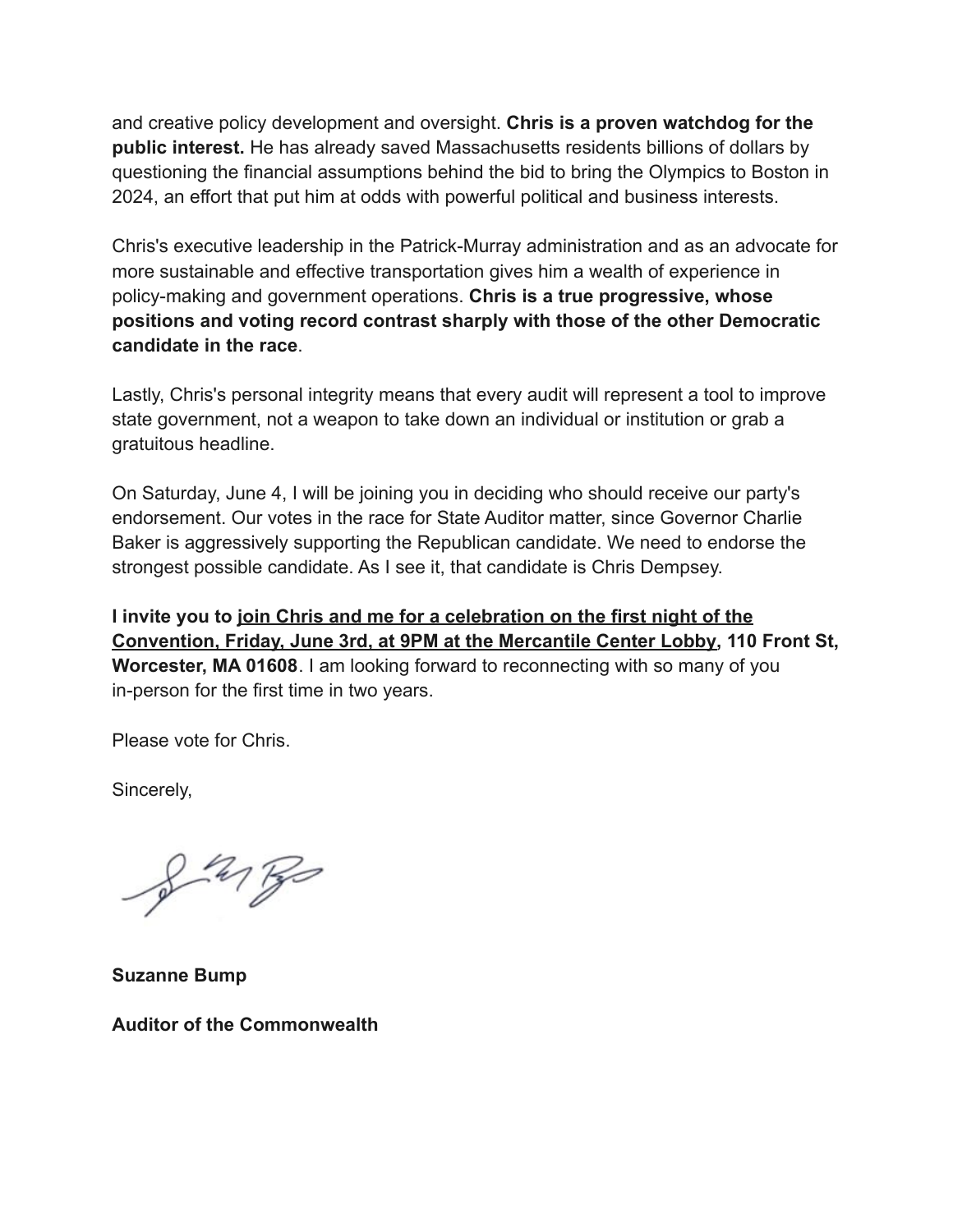and creative policy development and oversight. **Chris is a proven watchdog for the public interest.** He has already saved Massachusetts residents billions of dollars by questioning the financial assumptions behind the bid to bring the Olympics to Boston in 2024, an effort that put him at odds with powerful political and business interests.

Chris's executive leadership in the Patrick-Murray administration and as an advocate for more sustainable and effective transportation gives him a wealth of experience in policy-making and government operations. **Chris is a true progressive, whose positions and voting record contrast sharply with those of the other Democratic candidate in the race**.

Lastly, Chris's personal integrity means that every audit will represent a tool to improve state government, not a weapon to take down an individual or institution or grab a gratuitous headline.

On Saturday, June 4, I will be joining you in deciding who should receive our party's endorsement. Our votes in the race for State Auditor matter, since Governor Charlie Baker is aggressively supporting the Republican candidate. We need to endorse the strongest possible candidate. As I see it, that candidate is Chris Dempsey.

**I invite you to <u>join Chris and me for a celebration on the first night of the Convention, Friday, June 3rd, at 9PM at the Mercantile Center Lobby</u>, 110 Front St, Worcester, MA 01608**. I am looking forward to reconnecting with so many of you in-person for the first time in two years.

Please vote for Chris.

Sincerely,

**Suzanne Bump**

**Auditor of the Commonwealth**